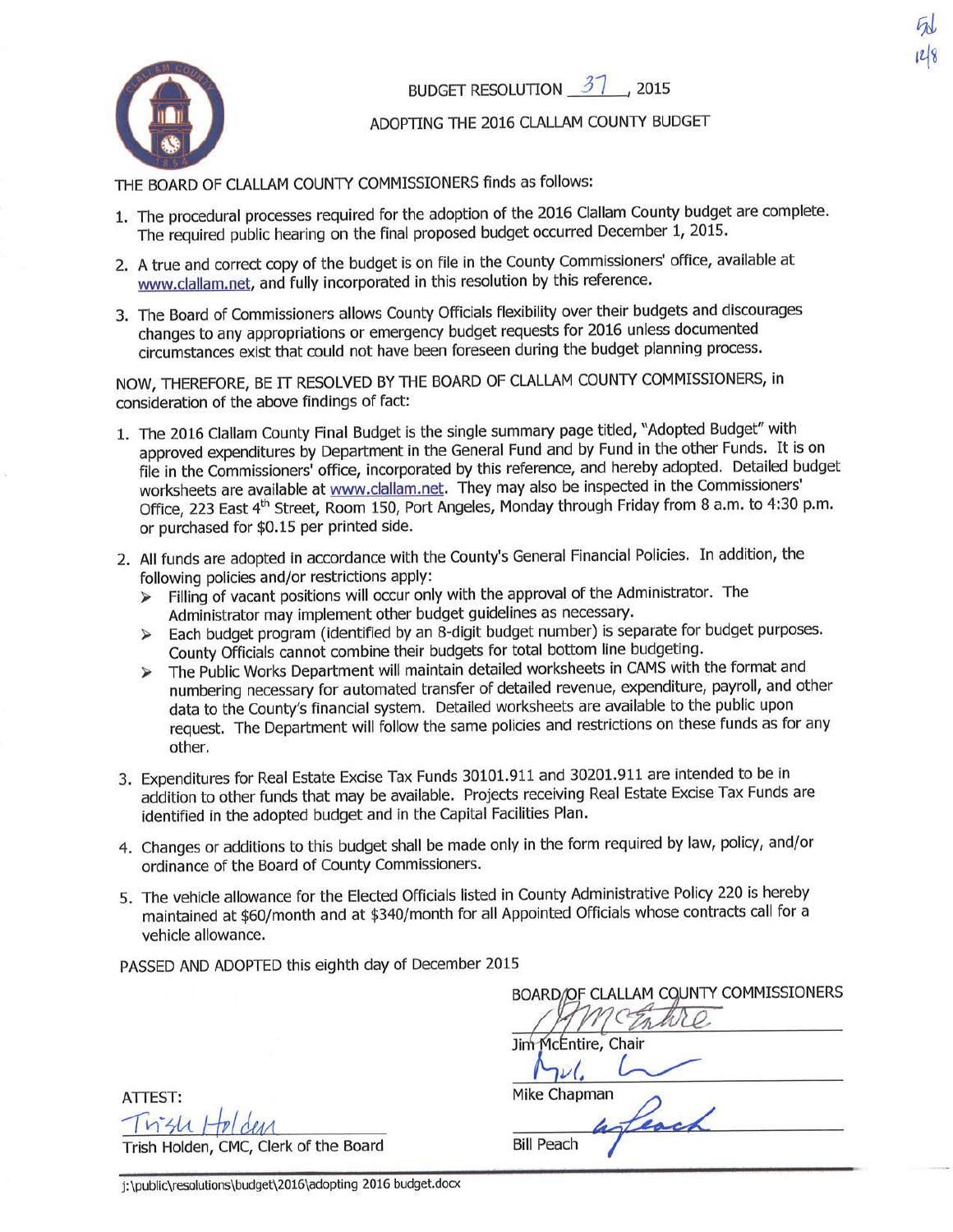# BUDGET RESOLUTION 37, 2015

## ADOPTING THE 2016 CLALLAM COUNTY BUDGET

THE BOARD OF CLALLAM COUNTY COMMISSIONERS finds as follows:

1. The procedural processes required for the adoption of the 2016 Clallam County budget are complete. The required public hearing on the final proposed budget occurred December 1, 2015.
2. A true and correct copy of the budget is on file in the County Commissioners' office, available at www.clallam.net, and fully incorporated in this resolution by this reference.
3. The Board of Commissioners allows County Officials flexibility over their budgets and discourages changes to any appropriations or emergency budget requests for 2016 unless documented circumstances exist that could not have been foreseen during the budget planning process.

NOW, THEREFORE, BE IT RESOLVED BY THE BOARD OF CLALLAM COUNTY COMMISSIONERS, in consideration of the above findings of fact:

1. The 2016 Clallam County Final Budget is the single summary page titled, "Adopted Budget" with approved expenditures by Department in the General Fund and by Fund in the other Funds. It is on file in the Commissioners' office, incorporated by this reference, and hereby adopted. Detailed budget worksheets are available at www.clallam.net. They may also be inspected in the Commissioners' Office, 223 East 4th Street, Room 150, Port Angeles, Monday through Friday from 8 a.m. to 4:30 p.m. or purchased for $0.15 per printed side.
2. All funds are adopted in accordance with the County's General Financial Policies. In addition, the following policies and/or restrictions apply:
   - Filling of vacant positions will occur only with the approval of the Administrator. The Administrator may implement other budget guidelines as necessary.
   - Each budget program (identified by an 8-digit budget number) is separate for budget purposes. County Officials cannot combine their budgets for total bottom line budgeting.
   - The Public Works Department will maintain detailed worksheets in CAMS with the format and numbering necessary for automated transfer of detailed revenue, expenditure, payroll, and other data to the County's financial system. Detailed worksheets are available to the public upon request. The Department will follow the same policies and restrictions on these funds as for any other.
3. Expenditures for Real Estate Excise Tax Funds 30101.911 and 30201.911 are intended to be in addition to other funds that may be available. Projects receiving Real Estate Excise Tax Funds are identified in the adopted budget and in the Capital Facilities Plan.
4. Changes or additions to this budget shall be made only in the form required by law, policy, and/or ordinance of the Board of County Commissioners.
5. The vehicle allowance for the Elected Officials listed in County Administrative Policy 220 is hereby maintained at $60/month and at $340/month for all Appointed Officials whose contracts call for a vehicle allowance.

PASSED AND ADOPTED this eighth day of December 2015

BOARD OF CLALLAM COUNTY COMMISSIONERS

Jim McEntire, Chair

Mike Chapman

Bill Peach

ATTEST:

Trish Holden, CMC, Clerk of the Board

j:\public\resolutions\budget\2016\adopting 2016 budget.docx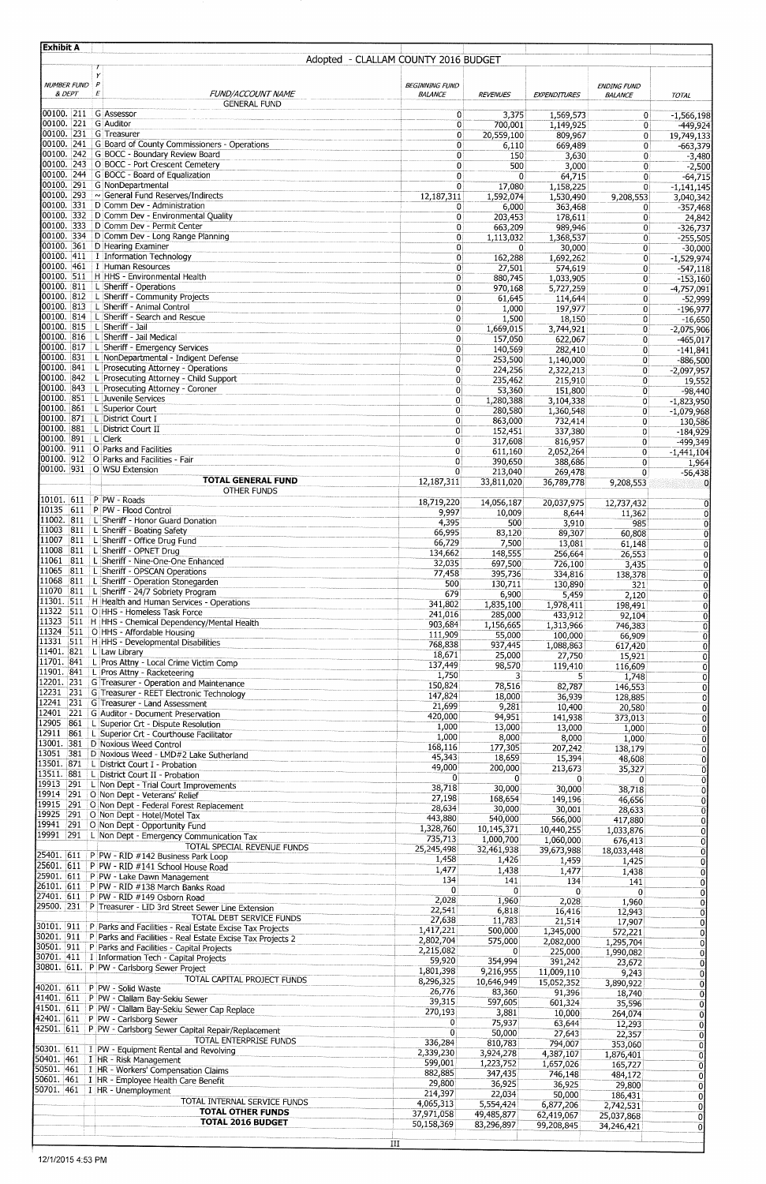**Exhibit A**

## Adopted - CLALLAM COUNTY 2016 BUDGET

| NUMBER FUND & DEPT | | TYPE | FUND/ACCOUNT NAME | BEGINNING FUND BALANCE | REVENUES | EXPENDITURES | ENDING FUND BALANCE | TOTAL |
|---|---|---|---|---|---|---|---|---|
| | | | GENERAL FUND | | | | | |
| 00100. | 211 | G | Assessor | 0 | 3,375 | 1,569,573 | 0 | -1,566,198 |
| 00100. | 221 | G | Auditor | 0 | 700,001 | 1,149,925 | 0 | -449,924 |
| 00100. | 231 | G | Treasurer | 0 | 20,559,100 | 809,967 | 0 | 19,749,133 |
| 00100. | 241 | G | Board of County Commissioners - Operations | 0 | 6,110 | 669,489 | 0 | -663,379 |
| 00100. | 242 | G | BOCC - Boundary Review Board | 0 | 150 | 3,630 | 0 | -3,480 |
| 00100. | 243 | O | BOCC - Port Crescent Cemetery | 0 | 500 | 3,000 | 0 | -2,500 |
| 00100. | 244 | G | BOCC - Board of Equalization | 0 | 0 | 64,715 | 0 | -64,715 |
| 00100. | 291 | G | NonDepartmental | 0 | 17,080 | 1,158,225 | 0 | -1,141,145 |
| 00100. | 293 | ~ | General Fund Reserves/Indirects | 12,187,311 | 1,592,074 | 1,530,490 | 9,208,553 | 3,040,342 |
| 00100. | 331 | D | Comm Dev - Administration | 0 | 6,000 | 363,468 | 0 | -357,468 |
| 00100. | 332 | D | Comm Dev - Environmental Quality | 0 | 203,453 | 178,611 | 0 | 24,842 |
| 00100. | 333 | D | Comm Dev - Permit Center | 0 | 663,209 | 989,946 | 0 | -326,737 |
| 00100. | 334 | D | Comm Dev - Long Range Planning | 0 | 1,113,032 | 1,368,537 | 0 | -255,505 |
| 00100. | 361 | D | Hearing Examiner | 0 | 0 | 30,000 | 0 | -30,000 |
| 00100. | 411 | I | Information Technology | 0 | 162,288 | 1,692,262 | 0 | -1,529,974 |
| 00100. | 461 | I | Human Resources | 0 | 27,501 | 574,619 | 0 | -547,118 |
| 00100. | 511 | H | HHS - Environmental Health | 0 | 880,745 | 1,033,905 | 0 | -153,160 |
| 00100. | 811 | L | Sheriff - Operations | 0 | 970,168 | 5,727,259 | 0 | -4,757,091 |
| 00100. | 812 | L | Sheriff - Community Projects | 0 | 61,645 | 114,644 | 0 | -52,999 |
| 00100. | 813 | L | Sheriff - Animal Control | 0 | 1,000 | 197,977 | 0 | -196,977 |
| 00100. | 814 | L | Sheriff - Search and Rescue | 0 | 1,500 | 18,150 | 0 | -16,650 |
| 00100. | 815 | L | Sheriff - Jail | 0 | 1,669,015 | 3,744,921 | 0 | -2,075,906 |
| 00100. | 816 | L | Sheriff - Jail Medical | 0 | 157,050 | 622,067 | 0 | -465,017 |
| 00100. | 817 | L | Sheriff - Emergency Services | 0 | 140,569 | 282,410 | 0 | -141,841 |
| 00100. | 831 | L | NonDepartmental - Indigent Defense | 0 | 253,500 | 1,140,000 | 0 | -886,500 |
| 00100. | 841 | L | Prosecuting Attorney - Operations | 0 | 224,256 | 2,322,213 | 0 | -2,097,957 |
| 00100. | 842 | L | Prosecuting Attorney - Child Support | 0 | 235,462 | 215,910 | 0 | 19,552 |
| 00100. | 843 | L | Prosecuting Attorney - Coroner | 0 | 53,360 | 151,800 | 0 | -98,440 |
| 00100. | 851 | L | Juvenile Services | 0 | 1,280,388 | 3,104,338 | 0 | -1,823,950 |
| 00100. | 861 | L | Superior Court | 0 | 280,580 | 1,360,548 | 0 | -1,079,968 |
| 00100. | 871 | L | District Court I | 0 | 863,000 | 732,414 | 0 | 130,586 |
| 00100. | 881 | L | District Court II | 0 | 152,451 | 337,380 | 0 | -184,929 |
| 00100. | 891 | L | Clerk | 0 | 317,608 | 816,957 | 0 | -499,349 |
| 00100. | 911 | O | Parks and Facilities | 0 | 611,160 | 2,052,264 | 0 | -1,441,104 |
| 00100. | 912 | O | Parks and Facilities - Fair | 0 | 390,650 | 388,686 | 0 | 1,964 |
| 00100. | 931 | O | WSU Extension | 0 | 213,040 | 269,478 | 0 | -56,438 |
| | | | **TOTAL GENERAL FUND** | 12,187,311 | 33,811,020 | 36,789,778 | 9,208,553 | 0 |
| | | | OTHER FUNDS | | | | | |
| 10101. | 611 | P | PW - Roads | 18,719,220 | 14,056,187 | 20,037,975 | 12,737,432 | 0 |
| 10135 | 611 | P | PW - Flood Control | 9,997 | 10,009 | 8,644 | 11,362 | 0 |
| 11002. | 811 | L | Sheriff - Honor Guard Donation | 4,395 | 500 | 3,910 | 985 | 0 |
| 11003 | 811 | L | Sheriff - Boating Safety | 66,995 | 83,120 | 89,307 | 60,808 | 0 |
| 11007 | 811 | L | Sheriff - Office Drug Fund | 66,729 | 7,500 | 13,081 | 61,148 | 0 |
| 11008 | 811 | L | Sheriff - OPNET Drug | 134,662 | 148,555 | 256,664 | 26,553 | 0 |
| 11061 | 811 | L | Sheriff - Nine-One-One Enhanced | 32,035 | 697,500 | 726,100 | 3,435 | 0 |
| 11065 | 811 | L | Sheriff - OPSCAN Operations | 77,458 | 395,736 | 334,816 | 138,378 | 0 |
| 11068 | 811 | L | Sheriff - Operation Stonegarden | 500 | 130,711 | 130,890 | 321 | 0 |
| 11070 | 811 | L | Sheriff - 24/7 Sobriety Program | 679 | 6,900 | 5,459 | 2,120 | 0 |
| 11301. | 511 | H | Health and Human Services - Operations | 341,802 | 1,835,100 | 1,978,411 | 198,491 | 0 |
| 11322 | 511 | O | HHS - Homeless Task Force | 241,016 | 285,000 | 433,912 | 92,104 | 0 |
| 11323 | 511 | H | HHS - Chemical Dependency/Mental Health | 903,684 | 1,156,665 | 1,313,966 | 746,383 | 0 |
| 11324 | 511 | O | HHS - Affordable Housing | 111,909 | 55,000 | 100,000 | 66,909 | 0 |
| 11331 | 511 | H | HHS - Developmental Disabilities | 768,838 | 937,445 | 1,088,863 | 617,420 | 0 |
| 11401. | 821 | L | Law Library | 18,671 | 25,000 | 27,750 | 15,921 | 0 |
| 11701. | 841 | L | Pros Attny - Local Crime Victim Comp | 137,449 | 98,570 | 119,410 | 116,609 | 0 |
| 11901. | 841 | L | Pros Attny - Racketeering | 1,750 | 3 | 5 | 1,748 | 0 |
| 12201. | 231 | G | Treasurer - Operation and Maintenance | 150,824 | 78,516 | 82,787 | 146,553 | 0 |
| 12231 | 231 | G | Treasurer - REET Electronic Technology | 147,824 | 18,000 | 36,939 | 128,885 | 0 |
| 12241 | 231 | G | Treasurer - Land Assessment | 21,699 | 9,281 | 10,400 | 20,580 | 0 |
| 12401 | 221 | G | Auditor - Document Preservation | 420,000 | 94,951 | 141,938 | 373,013 | 0 |
| 12905 | 861 | L | Superior Crt - Dispute Resolution | 1,000 | 13,000 | 13,000 | 1,000 | 0 |
| 12911 | 861 | L | Superior Crt - Courthouse Facilitator | 1,000 | 8,000 | 8,000 | 1,000 | 0 |
| 13001. | 381 | D | Noxious Weed Control | 168,116 | 177,305 | 207,242 | 138,179 | 0 |
| 13051 | 381 | D | Noxious Weed - LMD#2 Lake Sutherland | 45,343 | 18,659 | 15,394 | 48,608 | 0 |
| 13501. | 871 | L | District Court I - Probation | 49,000 | 200,000 | 213,673 | 35,327 | 0 |
| 13511. | 881 | L | District Court II - Probation | 0 | 0 | 0 | 0 | 0 |
| 19913 | 291 | L | Non Dept - Trial Court Improvements | 38,718 | 30,000 | 30,000 | 38,718 | 0 |
| 19914 | 291 | O | Non Dept - Veterans' Relief | 27,198 | 168,654 | 149,196 | 46,656 | 0 |
| 19915 | 291 | O | Non Dept - Federal Forest Replacement | 28,634 | 30,000 | 30,001 | 28,633 | 0 |
| 19925 | 291 | O | Non Dept - Hotel/Motel Tax | 443,880 | 540,000 | 566,000 | 417,880 | 0 |
| 19941 | 291 | O | Non Dept - Opportunity Fund | 1,328,760 | 10,145,371 | 10,440,255 | 1,033,876 | 0 |
| 19991 | 291 | L | Non Dept - Emergency Communication Tax | 735,713 | 1,000,700 | 1,060,000 | 676,413 | 0 |
| | | | TOTAL SPECIAL REVENUE FUNDS | 25,245,498 | 32,461,938 | 39,673,988 | 18,033,448 | 0 |
| 25401. | 611 | P | PW - RID #142 Business Park Loop | 1,458 | 1,426 | 1,459 | 1,425 | 0 |
| 25601. | 611 | P | PW - RID #141 School House Road | 1,477 | 1,438 | 1,477 | 1,438 | 0 |
| 25901. | 611 | P | PW - Lake Dawn Management | 134 | 141 | 134 | 141 | 0 |
| 26101. | 611 | P | PW - RID #138 March Banks Road | 0 | 0 | 0 | 0 | 0 |
| 27401. | 611 | P | PW - RID #149 Osborn Road | 2,028 | 1,960 | 2,028 | 1,960 | 0 |
| 29500. | 231 | P | Treasurer - LID 3rd Street Sewer Line Extension | 22,541 | 6,818 | 16,416 | 12,943 | 0 |
| | | | TOTAL DEBT SERVICE FUNDS | 27,638 | 11,783 | 21,514 | 17,907 | 0 |
| 30101. | 911 | P | Parks and Facilities - Real Estate Excise Tax Projects | 1,417,221 | 500,000 | 1,345,000 | 572,221 | 0 |
| 30201. | 911 | P | Parks and Facilities - Real Estate Excise Tax Projects 2 | 2,802,704 | 575,000 | 2,082,000 | 1,295,704 | 0 |
| 30501. | 911 | P | Parks and Facilities - Capital Projects | 2,215,082 | 0 | 225,000 | 1,990,082 | 0 |
| 30701. | 411 | I | Information Tech - Capital Projects | 59,920 | 354,994 | 391,242 | 23,672 | 0 |
| 30801. | 611. | P | PW - Carlsborg Sewer Project | 1,801,398 | 9,216,955 | 11,009,110 | 9,243 | 0 |
| | | | TOTAL CAPITAL PROJECT FUNDS | 8,296,325 | 10,646,949 | 15,052,352 | 3,890,922 | 0 |
| 40201. | 611 | P | PW - Solid Waste | 26,776 | 83,360 | 91,396 | 18,740 | 0 |
| 41401. | 611 | P | PW - Clallam Bay-Sekiu Sewer | 39,315 | 597,605 | 601,324 | 35,596 | 0 |
| 41501. | 611 | P | PW - Clallam Bay-Sekiu Sewer Cap Replace | 270,193 | 3,881 | 10,000 | 264,074 | 0 |
| 42401. | 611 | P | PW - Carlsborg Sewer | 0 | 75,937 | 63,644 | 12,293 | 0 |
| 42501. | 611 | P | PW - Carlsborg Sewer Capital Repair/Replacement | 0 | 50,000 | 27,643 | 22,357 | 0 |
| | | | TOTAL ENTERPRISE FUNDS | 336,284 | 810,783 | 794,007 | 353,060 | 0 |
| 50301. | 611 | I | PW - Equipment Rental and Revolving | 2,339,230 | 3,924,278 | 4,387,107 | 1,876,401 | 0 |
| 50401. | 461 | I | HR - Risk Management | 599,001 | 1,223,752 | 1,657,026 | 165,727 | 0 |
| 50501. | 461 | I | HR - Workers' Compensation Claims | 882,885 | 347,435 | 746,148 | 484,172 | 0 |
| 50601. | 461 | I | HR - Employee Health Care Benefit | 29,800 | 36,925 | 36,925 | 29,800 | 0 |
| 50701. | 461 | I | HR - Unemployment | 214,397 | 22,034 | 50,000 | 186,431 | 0 |
| | | | TOTAL INTERNAL SERVICE FUNDS | 4,065,313 | 5,554,424 | 6,877,206 | 2,742,531 | 0 |
| | | | **TOTAL OTHER FUNDS** | 37,971,058 | 49,485,877 | 62,419,067 | 25,037,868 | 0 |
| | | | **TOTAL 2016 BUDGET** | 50,158,369 | 83,296,897 | 99,208,845 | 34,246,421 | 0 |

III

12/1/2015 4:53 PM